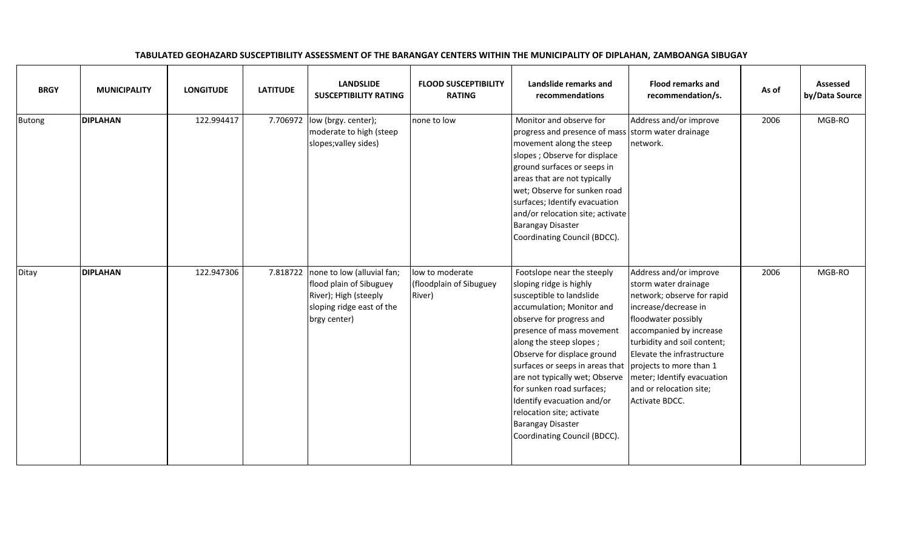**TABULATED GEOHAZARD SUSCEPTIBILITY ASSESSMENT OF THE BARANGAY CENTERS WITHIN THE MUNICIPALITY OF DIPLAHAN, ZAMBOANGA SIBUGAY**

| BRGY | MUNICIPALITY | LONGITUDE | LATITUDE | LANDSLIDE SUSCEPTIBILITY RATING | FLOOD SUSCEPTIBILITY RATING | Landslide remarks and recommendations | Flood remarks and recommendation/s. | As of | Assessed by/Data Source |
|---|---|---|---|---|---|---|---|---|---|
| Butong | **DIPLAHAN** | 122.994417 | 7.706972 | low (brgy. center); moderate to high (steep slopes;valley sides) | none to low | Monitor and observe for progress and presence of mass movement along the steep slopes ; Observe for displace ground surfaces or seeps in areas that are not typically wet; Observe for sunken road surfaces; Identify evacuation and/or relocation site; activate Barangay Disaster Coordinating Council (BDCC). | Address and/or improve storm water drainage network. | 2006 | MGB-RO |
| Ditay | **DIPLAHAN** | 122.947306 | 7.818722 | none to low (alluvial fan; flood plain of Sibuguey River); High (steeply sloping ridge east of the brgy center) | low to moderate (floodplain of Sibuguey River) | Footslope near the steeply sloping ridge is highly susceptible to landslide accumulation; Monitor and observe for progress and presence of mass movement along the steep slopes ; Observe for displace ground surfaces or seeps in areas that are not typically wet; Observe for sunken road surfaces; Identify evacuation and/or relocation site; activate Barangay Disaster Coordinating Council (BDCC). | Address and/or improve storm water drainage network; observe for rapid increase/decrease in floodwater possibly accompanied by increase turbidity and soil content; Elevate the infrastructure projects to more than 1 meter; Identify evacuation and or relocation site; Activate BDCC. | 2006 | MGB-RO |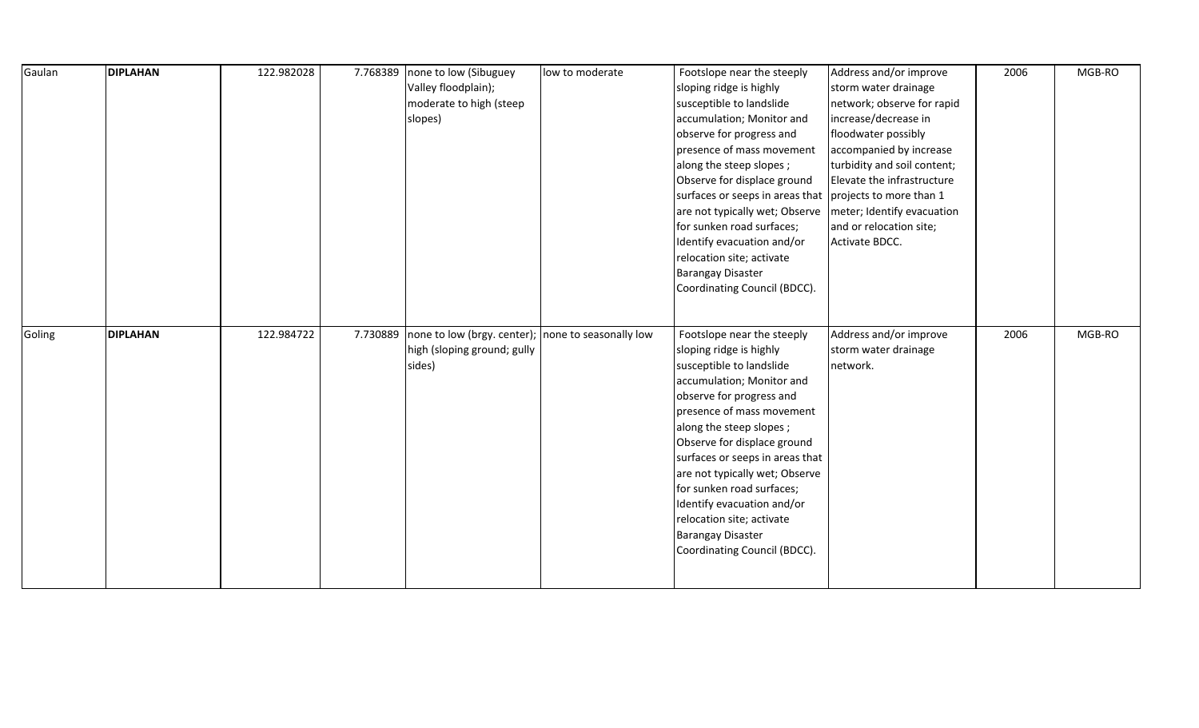| | | | | | | | | | |
|---|---|---|---|---|---|---|---|---|---|
| Gaulan | **DIPLAHAN** | 122.982028 | 7.768389 | none to low (Sibuguey Valley floodplain); moderate to high (steep slopes) | low to moderate | Footslope near the steeply sloping ridge is highly susceptible to landslide accumulation; Monitor and observe for progress and presence of mass movement along the steep slopes ; Observe for displace ground surfaces or seeps in areas that are not typically wet; Observe for sunken road surfaces; Identify evacuation and/or relocation site; activate Barangay Disaster Coordinating Council (BDCC). | Address and/or improve storm water drainage network; observe for rapid increase/decrease in floodwater possibly accompanied by increase turbidity and soil content; Elevate the infrastructure projects to more than 1 meter; Identify evacuation and or relocation site; Activate BDCC. | 2006 | MGB-RO |
| Goling | **DIPLAHAN** | 122.984722 | 7.730889 | none to low (brgy. center); high (sloping ground; gully sides) | none to seasonally low | Footslope near the steeply sloping ridge is highly susceptible to landslide accumulation; Monitor and observe for progress and presence of mass movement along the steep slopes ; Observe for displace ground surfaces or seeps in areas that are not typically wet; Observe for sunken road surfaces; Identify evacuation and/or relocation site; activate Barangay Disaster Coordinating Council (BDCC). | Address and/or improve storm water drainage network. | 2006 | MGB-RO |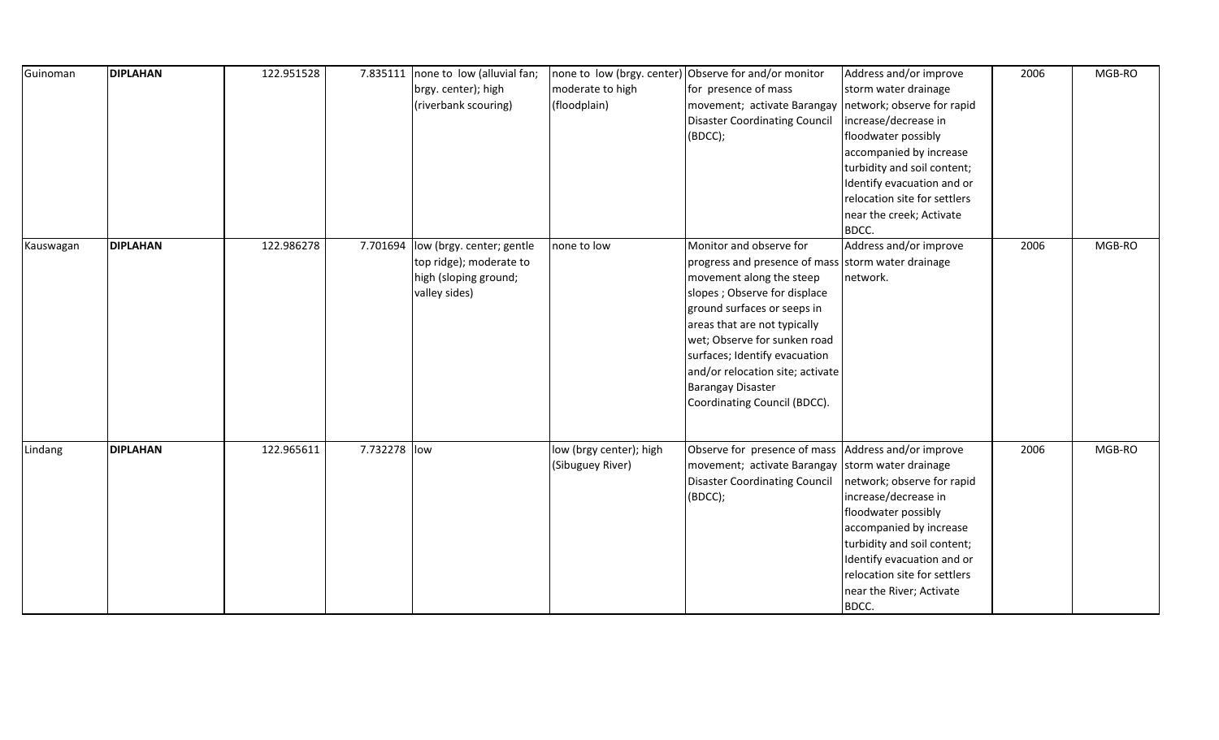| | | | | | | | | | |
|---|---|---|---|---|---|---|---|---|---|
| Guinoman | **DIPLAHAN** | 122.951528 | 7.835111 | none to low (alluvial fan; brgy. center); high (riverbank scouring) | none to low (brgy. center) moderate to high (floodplain) | Observe for and/or monitor for presence of mass movement; activate Barangay Disaster Coordinating Council (BDCC); | Address and/or improve storm water drainage network; observe for rapid increase/decrease in floodwater possibly accompanied by increase turbidity and soil content; Identify evacuation and or relocation site for settlers near the creek; Activate BDCC. | 2006 | MGB-RO |
| Kauswagan | **DIPLAHAN** | 122.986278 | 7.701694 | low (brgy. center; gentle top ridge); moderate to high (sloping ground; valley sides) | none to low | Monitor and observe for progress and presence of mass movement along the steep slopes ; Observe for displace ground surfaces or seeps in areas that are not typically wet; Observe for sunken road surfaces; Identify evacuation and/or relocation site; activate Barangay Disaster Coordinating Council (BDCC). | Address and/or improve storm water drainage network. | 2006 | MGB-RO |
| Lindang | **DIPLAHAN** | 122.965611 | 7.732278 | low | low (brgy center); high (Sibuguey River) | Observe for presence of mass movement; activate Barangay Disaster Coordinating Council (BDCC); | Address and/or improve storm water drainage network; observe for rapid increase/decrease in floodwater possibly accompanied by increase turbidity and soil content; Identify evacuation and or relocation site for settlers near the River; Activate BDCC. | 2006 | MGB-RO |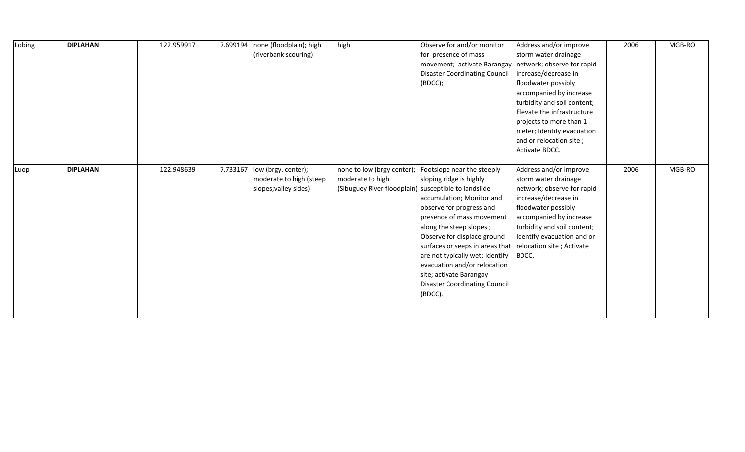| Lobing | **DIPLAHAN** | 122.959917 | 7.699194 | none (floodplain); high (riverbank scouring) | high | Observe for and/or monitor for presence of mass movement; activate Barangay Disaster Coordinating Council (BDCC); | Address and/or improve storm water drainage network; observe for rapid increase/decrease in floodwater possibly accompanied by increase turbidity and soil content; Elevate the infrastructure projects to more than 1 meter; Identify evacuation and or relocation site ; Activate BDCC. | 2006 | MGB-RO |
|---|---|---|---|---|---|---|---|---|---|
| Luop | **DIPLAHAN** | 122.948639 | 7.733167 | low (brgy. center); moderate to high (steep slopes;valley sides) | none to low (brgy center); moderate to high (Sibuguey River floodplain) | Footslope near the steeply sloping ridge is highly susceptible to landslide accumulation; Monitor and observe for progress and presence of mass movement along the steep slopes ; Observe for displace ground surfaces or seeps in areas that are not typically wet; Identify evacuation and/or relocation site; activate Barangay Disaster Coordinating Council (BDCC). | Address and/or improve storm water drainage network; observe for rapid increase/decrease in floodwater possibly accompanied by increase turbidity and soil content; Identify evacuation and or relocation site ; Activate BDCC. | 2006 | MGB-RO |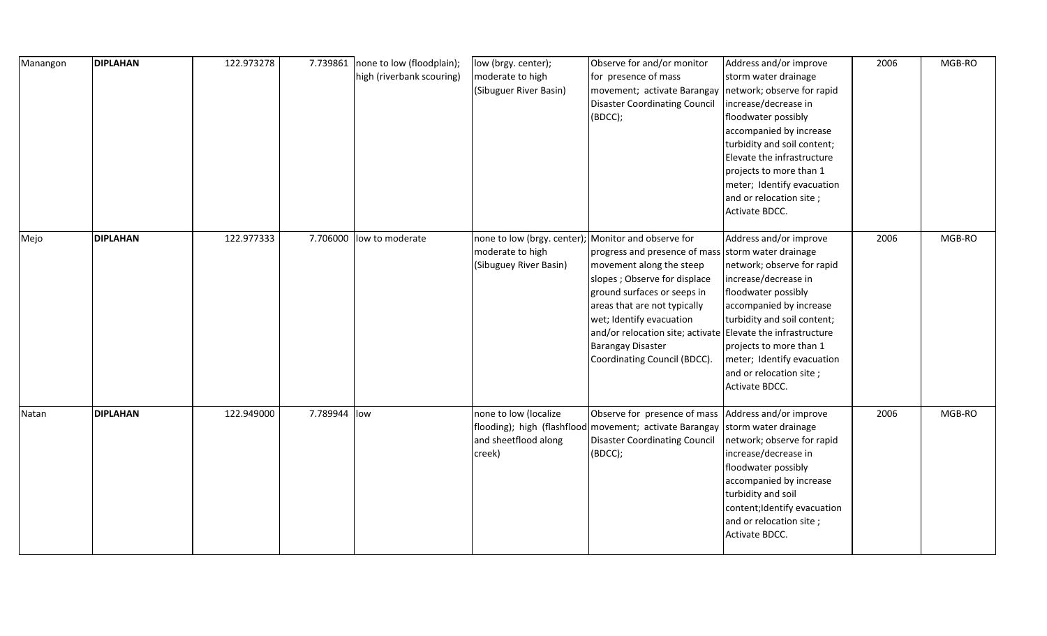| | | | | | | | | | |
|---|---|---|---|---|---|---|---|---|---|
| Manangon | **DIPLAHAN** | 122.973278 | 7.739861 | none to low (floodplain); high (riverbank scouring) | low (brgy. center); moderate to high (Sibuguer River Basin) | Observe for and/or monitor for presence of mass movement; activate Barangay Disaster Coordinating Council (BDCC); | Address and/or improve storm water drainage network; observe for rapid increase/decrease in floodwater possibly accompanied by increase turbidity and soil content; Elevate the infrastructure projects to more than 1 meter; Identify evacuation and or relocation site ; Activate BDCC. | 2006 | MGB-RO |
| Mejo | **DIPLAHAN** | 122.977333 | 7.706000 | low to moderate | none to low (brgy. center); moderate to high (Sibuguey River Basin) | Monitor and observe for progress and presence of mass movement along the steep slopes ; Observe for displace ground surfaces or seeps in areas that are not typically wet; Identify evacuation and/or relocation site; activate Barangay Disaster Coordinating Council (BDCC). | Address and/or improve storm water drainage network; observe for rapid increase/decrease in floodwater possibly accompanied by increase turbidity and soil content; Elevate the infrastructure projects to more than 1 meter; Identify evacuation and or relocation site ; Activate BDCC. | 2006 | MGB-RO |
| Natan | **DIPLAHAN** | 122.949000 | 7.789944 | low | none to low (localize flooding); high (flashflood and sheetflood along creek) | Observe for presence of mass movement; activate Barangay Disaster Coordinating Council (BDCC); | Address and/or improve storm water drainage network; observe for rapid increase/decrease in floodwater possibly accompanied by increase turbidity and soil content;Identify evacuation and or relocation site ; Activate BDCC. | 2006 | MGB-RO |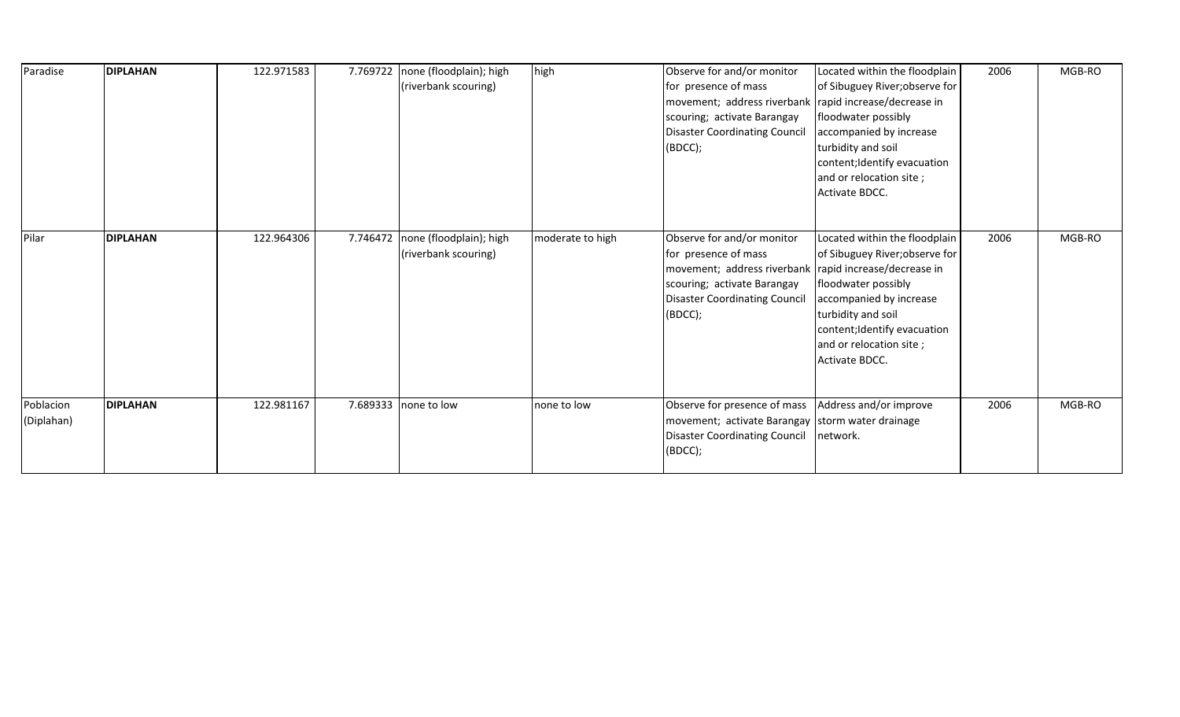| Paradise | **DIPLAHAN** | 122.971583 | 7.769722 | none (floodplain); high (riverbank scouring) | high | Observe for and/or monitor for presence of mass movement; address riverbank scouring; activate Barangay Disaster Coordinating Council (BDCC); | Located within the floodplain of Sibuguey River;observe for rapid increase/decrease in floodwater possibly accompanied by increase turbidity and soil content;Identify evacuation and or relocation site ; Activate BDCC. | 2006 | MGB-RO |
|---|---|---|---|---|---|---|---|---|---|
| Pilar | **DIPLAHAN** | 122.964306 | 7.746472 | none (floodplain); high (riverbank scouring) | moderate to high | Observe for and/or monitor for presence of mass movement; address riverbank scouring; activate Barangay Disaster Coordinating Council (BDCC); | Located within the floodplain of Sibuguey River;observe for rapid increase/decrease in floodwater possibly accompanied by increase turbidity and soil content;Identify evacuation and or relocation site ; Activate BDCC. | 2006 | MGB-RO |
| Poblacion (Diplahan) | **DIPLAHAN** | 122.981167 | 7.689333 | none to low | none to low | Observe for presence of mass movement; activate Barangay Disaster Coordinating Council (BDCC); | Address and/or improve storm water drainage network. | 2006 | MGB-RO |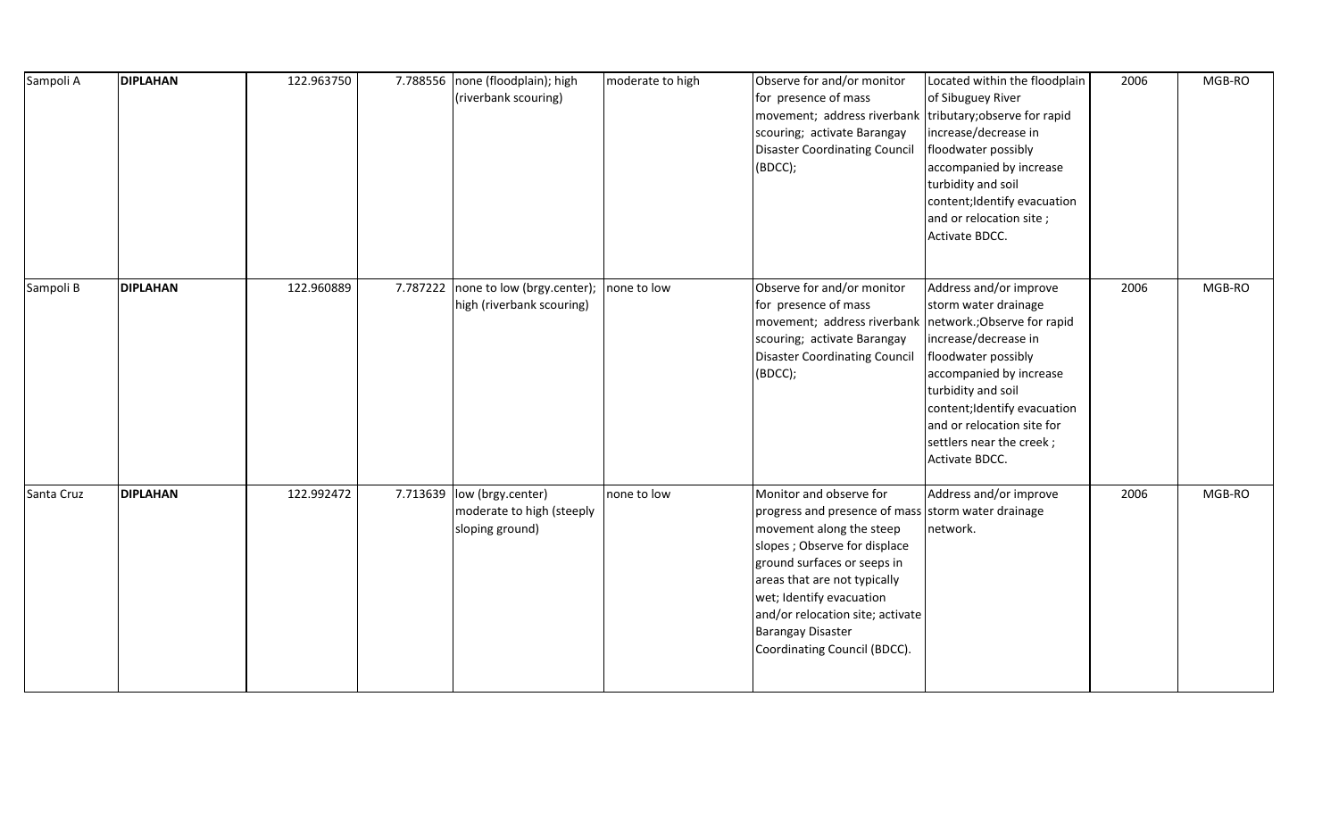| | | | | | | | | | |
|---|---|---|---|---|---|---|---|---|---|
| Sampoli A | **DIPLAHAN** | 122.963750 | 7.788556 | none (floodplain); high (riverbank scouring) | moderate to high | Observe for and/or monitor for presence of mass movement; address riverbank scouring; activate Barangay Disaster Coordinating Council (BDCC); | Located within the floodplain of Sibuguey River tributary;observe for rapid increase/decrease in floodwater possibly accompanied by increase turbidity and soil content;Identify evacuation and or relocation site ; Activate BDCC. | 2006 | MGB-RO |
| Sampoli B | **DIPLAHAN** | 122.960889 | 7.787222 | none to low (brgy.center); high (riverbank scouring) | none to low | Observe for and/or monitor for presence of mass movement; address riverbank scouring; activate Barangay Disaster Coordinating Council (BDCC); | Address and/or improve storm water drainage network.;Observe for rapid increase/decrease in floodwater possibly accompanied by increase turbidity and soil content;Identify evacuation and or relocation site for settlers near the creek ; Activate BDCC. | 2006 | MGB-RO |
| Santa Cruz | **DIPLAHAN** | 122.992472 | 7.713639 | low (brgy.center) moderate to high (steeply sloping ground) | none to low | Monitor and observe for progress and presence of mass movement along the steep slopes ; Observe for displace ground surfaces or seeps in areas that are not typically wet; Identify evacuation and/or relocation site; activate Barangay Disaster Coordinating Council (BDCC). | Address and/or improve storm water drainage network. | 2006 | MGB-RO |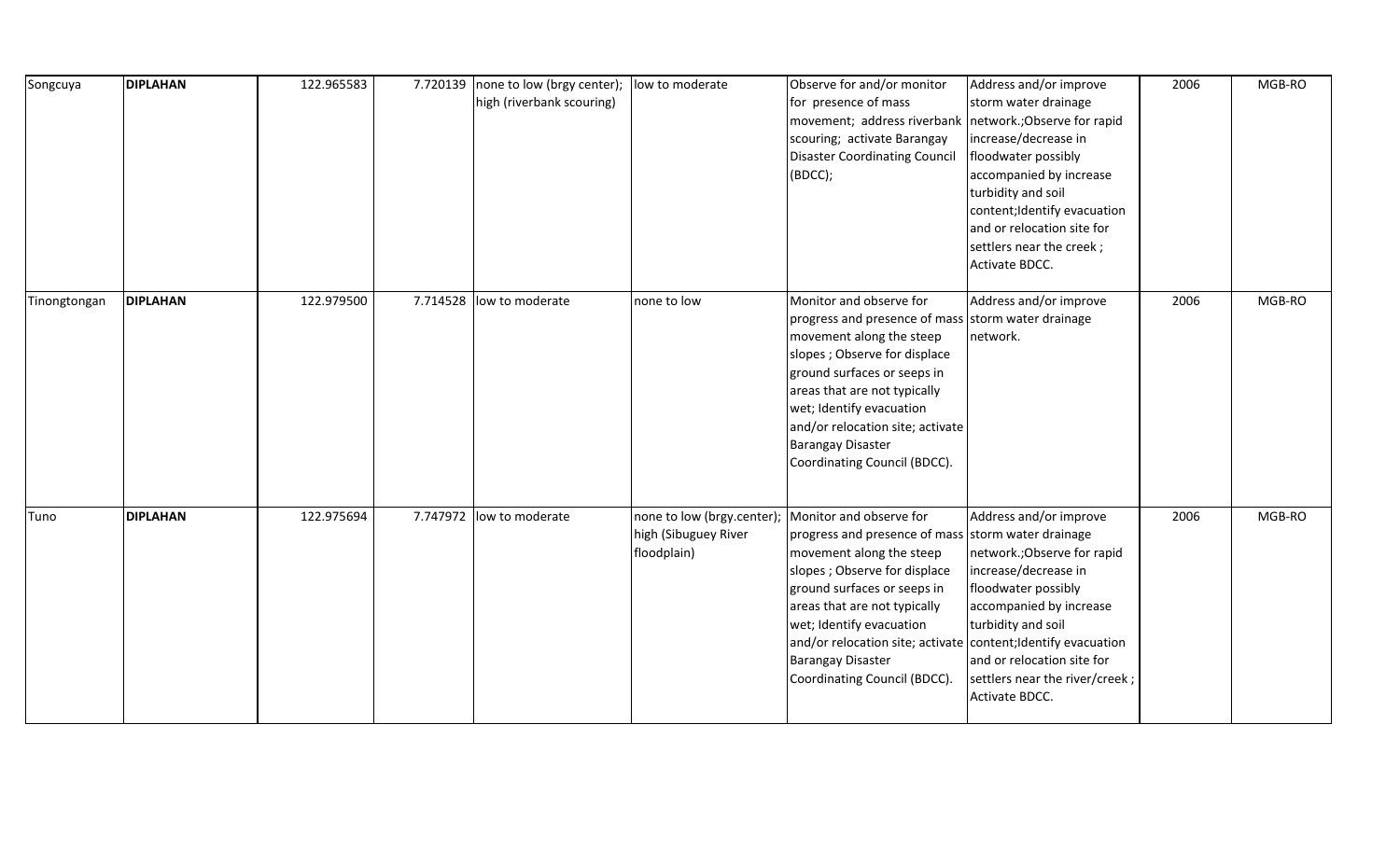| | | | | | | | | | |
|---|---|---|---|---|---|---|---|---|---|
| Songcuya | **DIPLAHAN** | 122.965583 | 7.720139 | none to low (brgy center); high (riverbank scouring) | low to moderate | Observe for and/or monitor for presence of mass movement; address riverbank scouring; activate Barangay Disaster Coordinating Council (BDCC); | Address and/or improve storm water drainage network.;Observe for rapid increase/decrease in floodwater possibly accompanied by increase turbidity and soil content;Identify evacuation and or relocation site for settlers near the creek ; Activate BDCC. | 2006 | MGB-RO |
| Tinongtongan | **DIPLAHAN** | 122.979500 | 7.714528 | low to moderate | none to low | Monitor and observe for progress and presence of mass movement along the steep slopes ; Observe for displace ground surfaces or seeps in areas that are not typically wet; Identify evacuation and/or relocation site; activate Barangay Disaster Coordinating Council (BDCC). | Address and/or improve storm water drainage network. | 2006 | MGB-RO |
| Tuno | **DIPLAHAN** | 122.975694 | 7.747972 | low to moderate | none to low (brgy.center); high (Sibuguey River floodplain) | Monitor and observe for progress and presence of mass movement along the steep slopes ; Observe for displace ground surfaces or seeps in areas that are not typically wet; Identify evacuation and/or relocation site; activate Barangay Disaster Coordinating Council (BDCC). | Address and/or improve storm water drainage network.;Observe for rapid increase/decrease in floodwater possibly accompanied by increase turbidity and soil content;Identify evacuation and or relocation site for settlers near the river/creek ; Activate BDCC. | 2006 | MGB-RO |